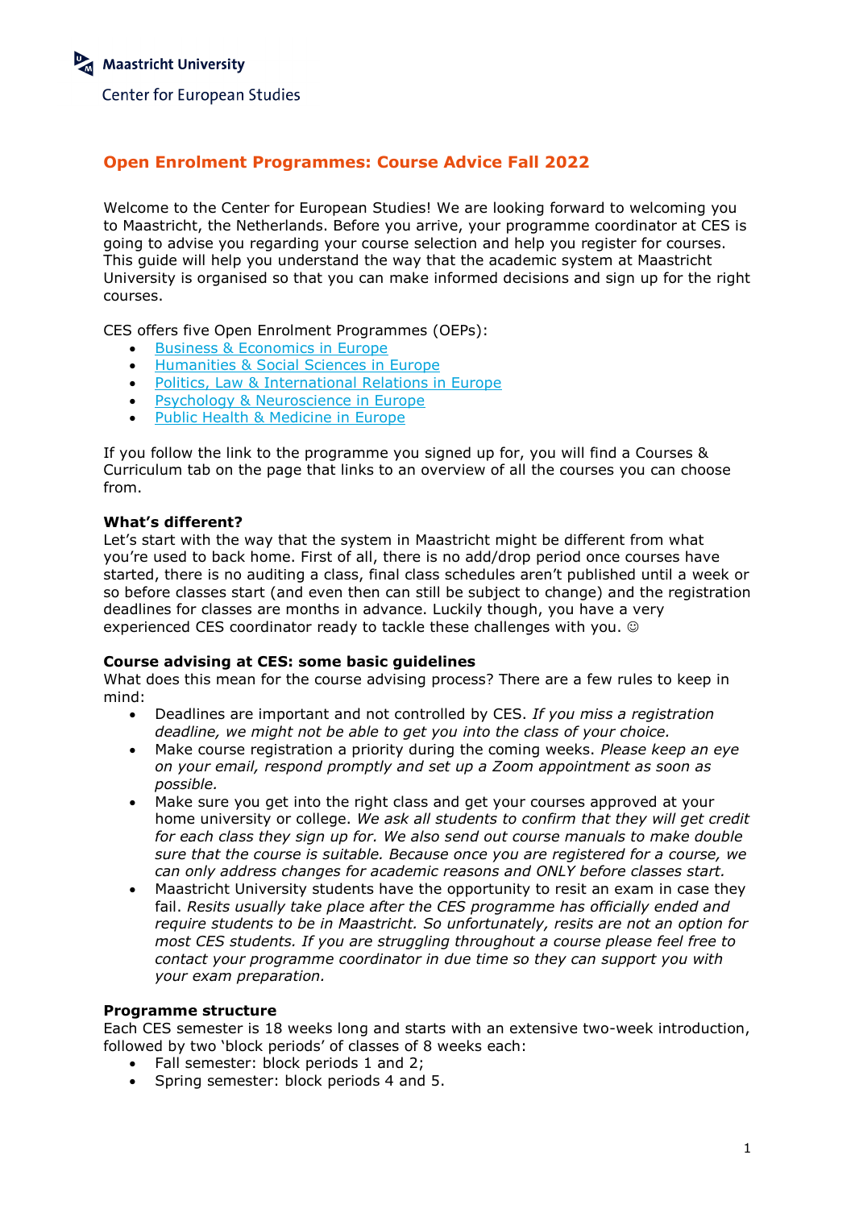Maastricht University

Center for European Studies

# Open Enrolment Programmes: Course Advice Fall 2022

Welcome to the Center for European Studies! We are looking forward to welcoming you to Maastricht, the Netherlands. Before you arrive, your programme coordinator at CES is going to advise you regarding your course selection and help you register for courses. This guide will help you understand the way that the academic system at Maastricht University is organised so that you can make informed decisions and sign up for the right courses.

CES offers five Open Enrolment Programmes (OEPs):

- Business & Economics in Europe
- Humanities & Social Sciences in Europe
- Politics, Law & International Relations in Europe
- Psychology & Neuroscience in Europe
- Public Health & Medicine in Europe

If you follow the link to the programme you signed up for, you will find a Courses & Curriculum tab on the page that links to an overview of all the courses you can choose from.

**What's different?**

Let's start with the way that the system in Maastricht might be different from what you're used to back home. First of all, there is no add/drop period once courses have started, there is no auditing a class, final class schedules aren't published until a week or so before classes start (and even then can still be subject to change) and the registration deadlines for classes are months in advance. Luckily though, you have a very experienced CES coordinator ready to tackle these challenges with you. ☺

**Course advising at CES: some basic guidelines**

What does this mean for the course advising process? There are a few rules to keep in mind:

- Deadlines are important and not controlled by CES. *If you miss a registration deadline, we might not be able to get you into the class of your choice.*
- Make course registration a priority during the coming weeks. *Please keep an eye on your email, respond promptly and set up a Zoom appointment as soon as possible.*
- Make sure you get into the right class and get your courses approved at your home university or college. *We ask all students to confirm that they will get credit for each class they sign up for. We also send out course manuals to make double sure that the course is suitable. Because once you are registered for a course, we can only address changes for academic reasons and ONLY before classes start.*
- Maastricht University students have the opportunity to resit an exam in case they fail. *Resits usually take place after the CES programme has officially ended and require students to be in Maastricht. So unfortunately, resits are not an option for most CES students. If you are struggling throughout a course please feel free to contact your programme coordinator in due time so they can support you with your exam preparation.*

**Programme structure**

Each CES semester is 18 weeks long and starts with an extensive two-week introduction, followed by two 'block periods' of classes of 8 weeks each:

- Fall semester: block periods 1 and 2;
- Spring semester: block periods 4 and 5.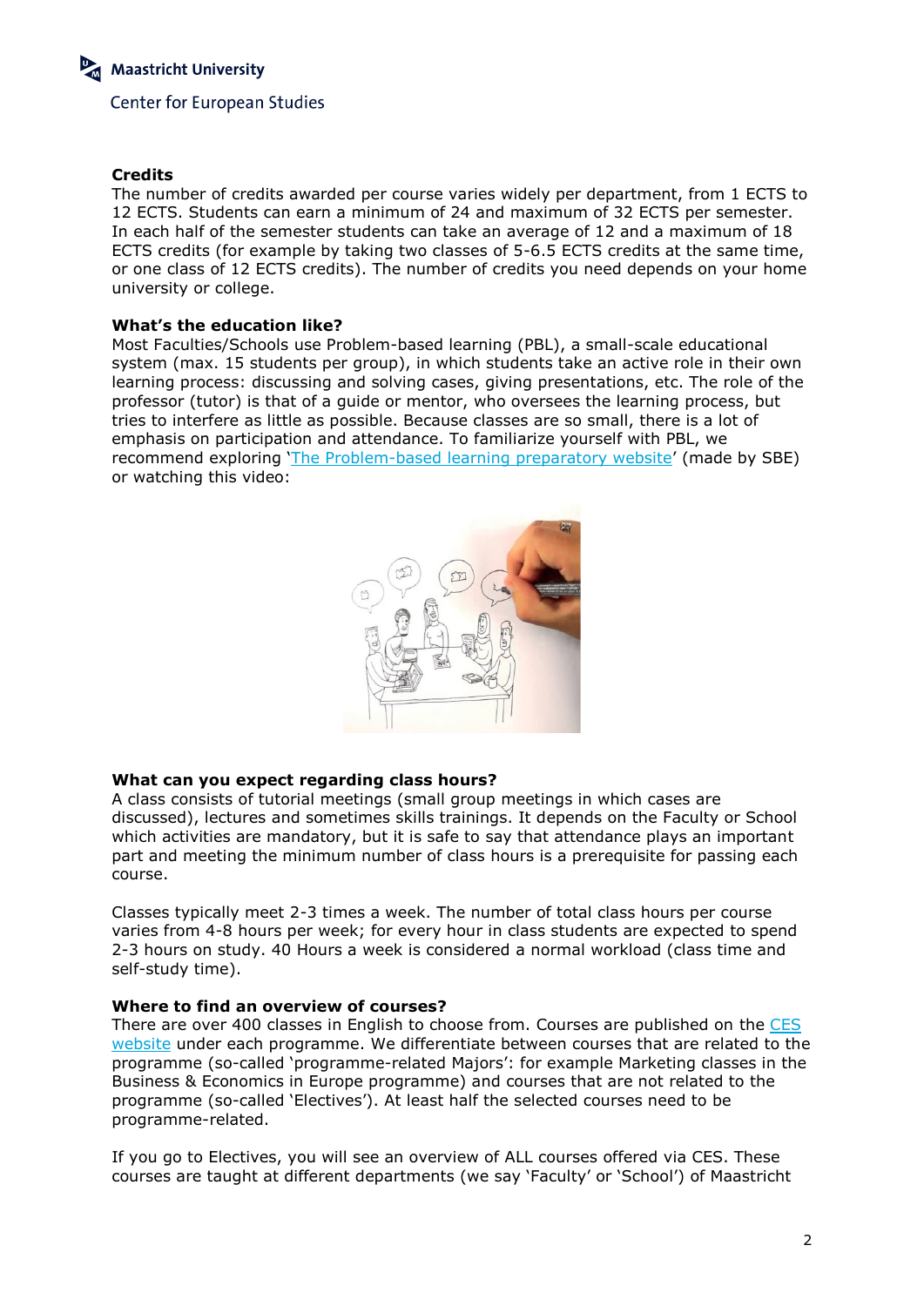### Credits

The number of credits awarded per course varies widely per department, from 1 ECTS to 12 ECTS. Students can earn a minimum of 24 and maximum of 32 ECTS per semester. In each half of the semester students can take an average of 12 and a maximum of 18 ECTS credits (for example by taking two classes of 5-6.5 ECTS credits at the same time, or one class of 12 ECTS credits). The number of credits you need depends on your home university or college.

### What's the education like?

Most Faculties/Schools use Problem-based learning (PBL), a small-scale educational system (max. 15 students per group), in which students take an active role in their own learning process: discussing and solving cases, giving presentations, etc. The role of the professor (tutor) is that of a guide or mentor, who oversees the learning process, but tries to interfere as little as possible. Because classes are so small, there is a lot of emphasis on participation and attendance. To familiarize yourself with PBL, we recommend exploring 'The Problem-based learning preparatory website' (made by SBE) or watching this video:

### What can you expect regarding class hours?

A class consists of tutorial meetings (small group meetings in which cases are discussed), lectures and sometimes skills trainings. It depends on the Faculty or School which activities are mandatory, but it is safe to say that attendance plays an important part and meeting the minimum number of class hours is a prerequisite for passing each course.

Classes typically meet 2-3 times a week. The number of total class hours per course varies from 4-8 hours per week; for every hour in class students are expected to spend 2-3 hours on study. 40 Hours a week is considered a normal workload (class time and self-study time).

### Where to find an overview of courses?

There are over 400 classes in English to choose from. Courses are published on the CES website under each programme. We differentiate between courses that are related to the programme (so-called 'programme-related Majors': for example Marketing classes in the Business & Economics in Europe programme) and courses that are not related to the programme (so-called 'Electives'). At least half the selected courses need to be programme-related.

If you go to Electives, you will see an overview of ALL courses offered via CES. These courses are taught at different departments (we say 'Faculty' or 'School') of Maastricht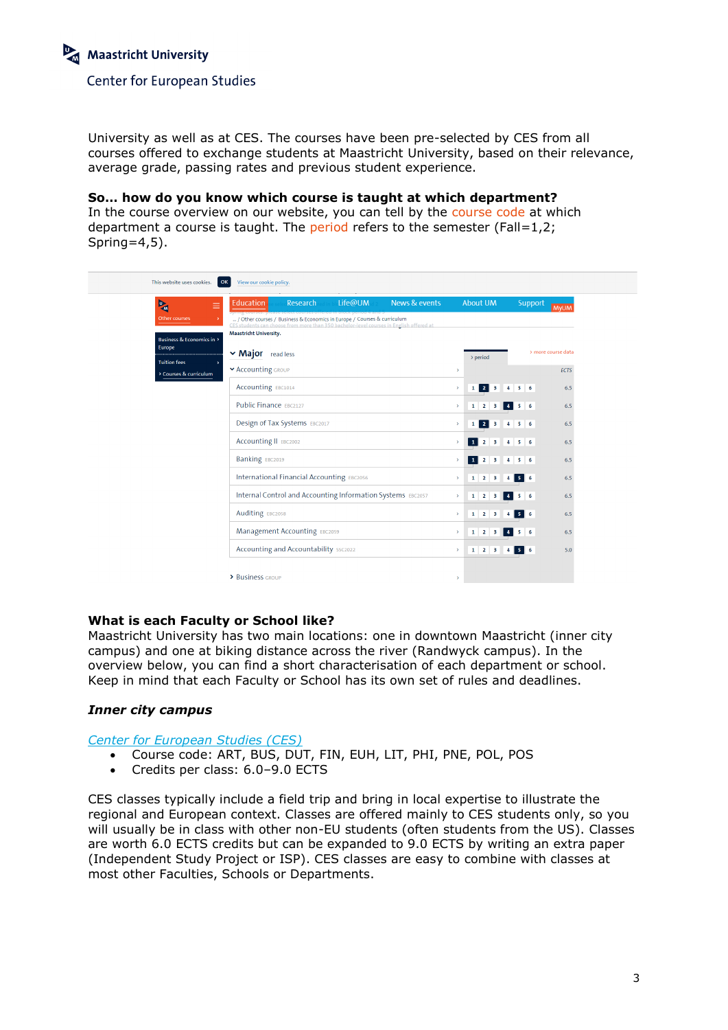University as well as at CES. The courses have been pre-selected by CES from all courses offered to exchange students at Maastricht University, based on their relevance, average grade, passing rates and previous student experience.

**So… how do you know which course is taught at which department?**
In the course overview on our website, you can tell by the course code at which department a course is taught. The period refers to the semester (Fall=1,2; Spring=4,5).

### What is each Faculty or School like?

Maastricht University has two main locations: one in downtown Maastricht (inner city campus) and one at biking distance across the river (Randwyck campus). In the overview below, you can find a short characterisation of each department or school. Keep in mind that each Faculty or School has its own set of rules and deadlines.

#### *Inner city campus*

*Center for European Studies (CES)*

- Course code: ART, BUS, DUT, FIN, EUH, LIT, PHI, PNE, POL, POS
- Credits per class: 6.0–9.0 ECTS

CES classes typically include a field trip and bring in local expertise to illustrate the regional and European context. Classes are offered mainly to CES students only, so you will usually be in class with other non-EU students (often students from the US). Classes are worth 6.0 ECTS credits but can be expanded to 9.0 ECTS by writing an extra paper (Independent Study Project or ISP). CES classes are easy to combine with classes at most other Faculties, Schools or Departments.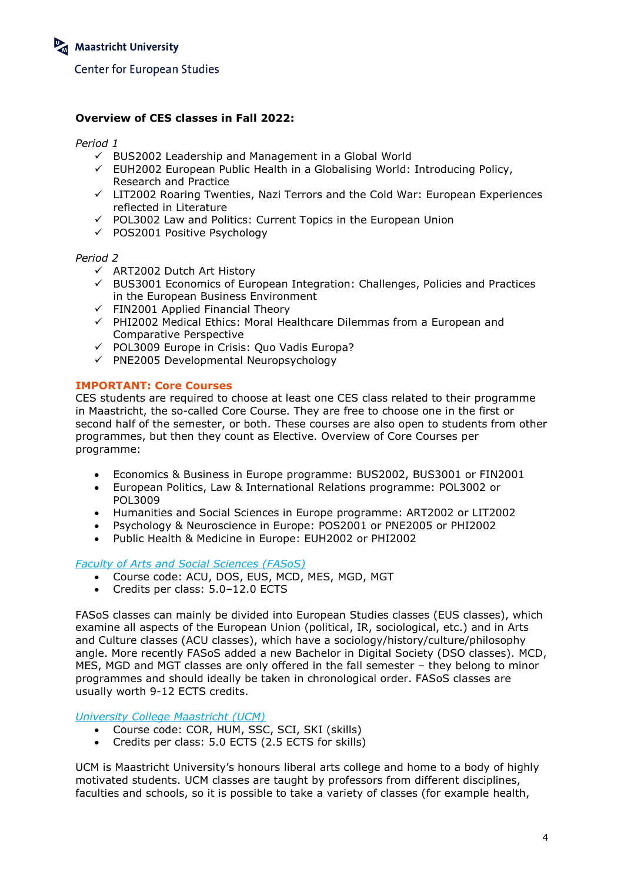**Overview of CES classes in Fall 2022:**

*Period 1*

- ✓ BUS2002 Leadership and Management in a Global World
- ✓ EUH2002 European Public Health in a Globalising World: Introducing Policy, Research and Practice
- ✓ LIT2002 Roaring Twenties, Nazi Terrors and the Cold War: European Experiences reflected in Literature
- ✓ POL3002 Law and Politics: Current Topics in the European Union
- ✓ POS2001 Positive Psychology

*Period 2*

- ✓ ART2002 Dutch Art History
- ✓ BUS3001 Economics of European Integration: Challenges, Policies and Practices in the European Business Environment
- ✓ FIN2001 Applied Financial Theory
- ✓ PHI2002 Medical Ethics: Moral Healthcare Dilemmas from a European and Comparative Perspective
- ✓ POL3009 Europe in Crisis: Quo Vadis Europa?
- ✓ PNE2005 Developmental Neuropsychology

**IMPORTANT: Core Courses**

CES students are required to choose at least one CES class related to their programme in Maastricht, the so-called Core Course. They are free to choose one in the first or second half of the semester, or both. These courses are also open to students from other programmes, but then they count as Elective. Overview of Core Courses per programme:

- Economics & Business in Europe programme: BUS2002, BUS3001 or FIN2001
- European Politics, Law & International Relations programme: POL3002 or POL3009
- Humanities and Social Sciences in Europe programme: ART2002 or LIT2002
- Psychology & Neuroscience in Europe: POS2001 or PNE2005 or PHI2002
- Public Health & Medicine in Europe: EUH2002 or PHI2002

*Faculty of Arts and Social Sciences (FASoS)*

- Course code: ACU, DOS, EUS, MCD, MES, MGD, MGT
- Credits per class: 5.0–12.0 ECTS

FASoS classes can mainly be divided into European Studies classes (EUS classes), which examine all aspects of the European Union (political, IR, sociological, etc.) and in Arts and Culture classes (ACU classes), which have a sociology/history/culture/philosophy angle. More recently FASoS added a new Bachelor in Digital Society (DSO classes). MCD, MES, MGD and MGT classes are only offered in the fall semester – they belong to minor programmes and should ideally be taken in chronological order. FASoS classes are usually worth 9-12 ECTS credits.

*University College Maastricht (UCM)*

- Course code: COR, HUM, SSC, SCI, SKI (skills)
- Credits per class: 5.0 ECTS (2.5 ECTS for skills)

UCM is Maastricht University's honours liberal arts college and home to a body of highly motivated students. UCM classes are taught by professors from different disciplines, faculties and schools, so it is possible to take a variety of classes (for example health,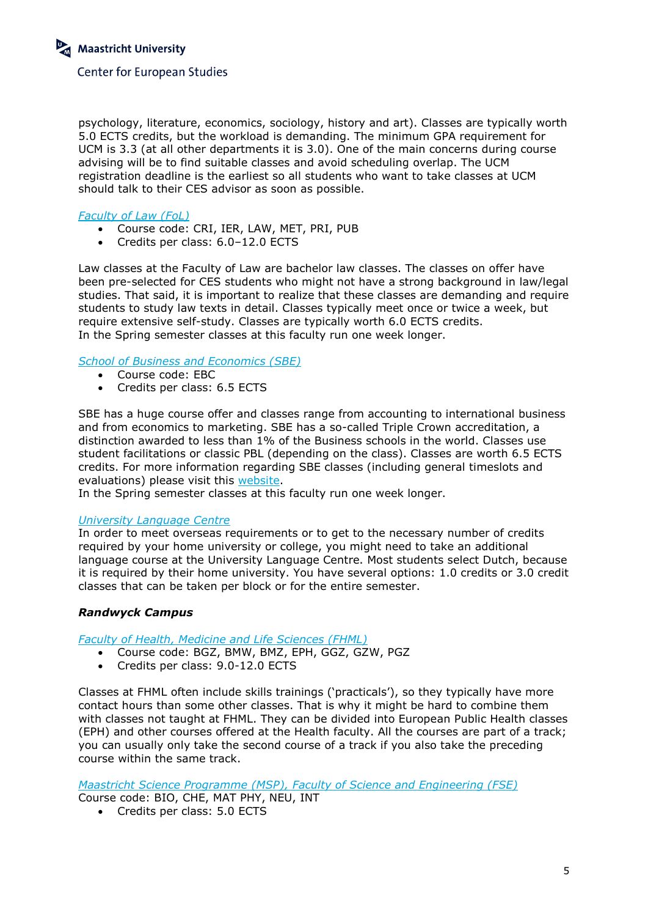psychology, literature, economics, sociology, history and art). Classes are typically worth 5.0 ECTS credits, but the workload is demanding. The minimum GPA requirement for UCM is 3.3 (at all other departments it is 3.0). One of the main concerns during course advising will be to find suitable classes and avoid scheduling overlap. The UCM registration deadline is the earliest so all students who want to take classes at UCM should talk to their CES advisor as soon as possible.

*Faculty of Law (FoL)*

- Course code: CRI, IER, LAW, MET, PRI, PUB
- Credits per class: 6.0–12.0 ECTS

Law classes at the Faculty of Law are bachelor law classes. The classes on offer have been pre-selected for CES students who might not have a strong background in law/legal studies. That said, it is important to realize that these classes are demanding and require students to study law texts in detail. Classes typically meet once or twice a week, but require extensive self-study. Classes are typically worth 6.0 ECTS credits.
In the Spring semester classes at this faculty run one week longer.

*School of Business and Economics (SBE)*

- Course code: EBC
- Credits per class: 6.5 ECTS

SBE has a huge course offer and classes range from accounting to international business and from economics to marketing. SBE has a so-called Triple Crown accreditation, a distinction awarded to less than 1% of the Business schools in the world. Classes use student facilitations or classic PBL (depending on the class). Classes are worth 6.5 ECTS credits. For more information regarding SBE classes (including general timeslots and evaluations) please visit this website.
In the Spring semester classes at this faculty run one week longer.

*University Language Centre*

In order to meet overseas requirements or to get to the necessary number of credits required by your home university or college, you might need to take an additional language course at the University Language Centre. Most students select Dutch, because it is required by their home university. You have several options: 1.0 credits or 3.0 credit classes that can be taken per block or for the entire semester.

***Randwyck Campus***

*Faculty of Health, Medicine and Life Sciences (FHML)*

- Course code: BGZ, BMW, BMZ, EPH, GGZ, GZW, PGZ
- Credits per class: 9.0-12.0 ECTS

Classes at FHML often include skills trainings ('practicals'), so they typically have more contact hours than some other classes. That is why it might be hard to combine them with classes not taught at FHML. They can be divided into European Public Health classes (EPH) and other courses offered at the Health faculty. All the courses are part of a track; you can usually only take the second course of a track if you also take the preceding course within the same track.

*Maastricht Science Programme (MSP), Faculty of Science and Engineering (FSE)*

Course code: BIO, CHE, MAT PHY, NEU, INT

- Credits per class: 5.0 ECTS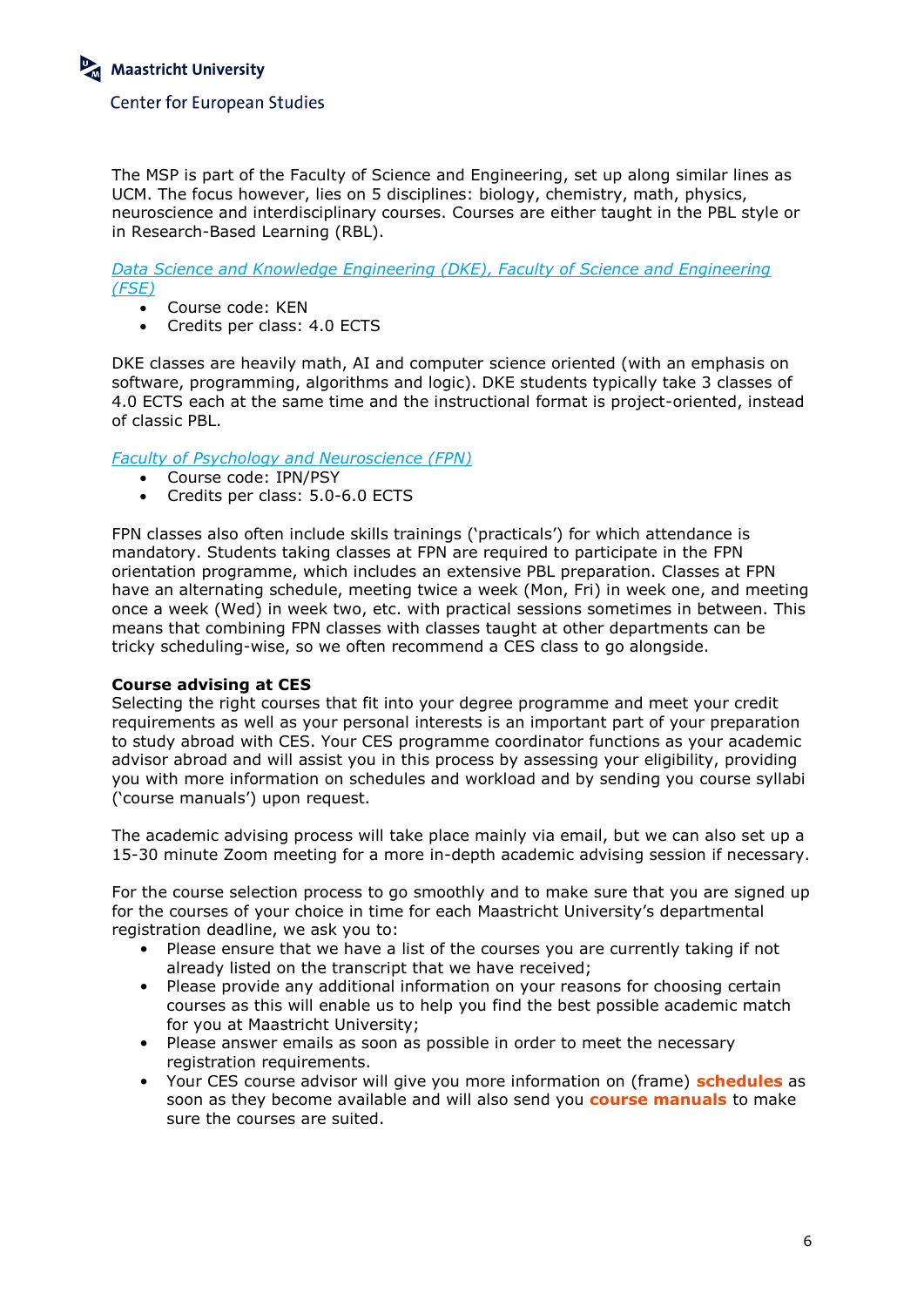The MSP is part of the Faculty of Science and Engineering, set up along similar lines as UCM. The focus however, lies on 5 disciplines: biology, chemistry, math, physics, neuroscience and interdisciplinary courses. Courses are either taught in the PBL style or in Research-Based Learning (RBL).

*Data Science and Knowledge Engineering (DKE), Faculty of Science and Engineering (FSE)*

- Course code: KEN
- Credits per class: 4.0 ECTS

DKE classes are heavily math, AI and computer science oriented (with an emphasis on software, programming, algorithms and logic). DKE students typically take 3 classes of 4.0 ECTS each at the same time and the instructional format is project-oriented, instead of classic PBL.

*Faculty of Psychology and Neuroscience (FPN)*

- Course code: IPN/PSY
- Credits per class: 5.0-6.0 ECTS

FPN classes also often include skills trainings ('practicals') for which attendance is mandatory. Students taking classes at FPN are required to participate in the FPN orientation programme, which includes an extensive PBL preparation. Classes at FPN have an alternating schedule, meeting twice a week (Mon, Fri) in week one, and meeting once a week (Wed) in week two, etc. with practical sessions sometimes in between. This means that combining FPN classes with classes taught at other departments can be tricky scheduling-wise, so we often recommend a CES class to go alongside.

**Course advising at CES**

Selecting the right courses that fit into your degree programme and meet your credit requirements as well as your personal interests is an important part of your preparation to study abroad with CES. Your CES programme coordinator functions as your academic advisor abroad and will assist you in this process by assessing your eligibility, providing you with more information on schedules and workload and by sending you course syllabi ('course manuals') upon request.

The academic advising process will take place mainly via email, but we can also set up a 15-30 minute Zoom meeting for a more in-depth academic advising session if necessary.

For the course selection process to go smoothly and to make sure that you are signed up for the courses of your choice in time for each Maastricht University's departmental registration deadline, we ask you to:

- Please ensure that we have a list of the courses you are currently taking if not already listed on the transcript that we have received;
- Please provide any additional information on your reasons for choosing certain courses as this will enable us to help you find the best possible academic match for you at Maastricht University;
- Please answer emails as soon as possible in order to meet the necessary registration requirements.
- Your CES course advisor will give you more information on (frame) **schedules** as soon as they become available and will also send you **course manuals** to make sure the courses are suited.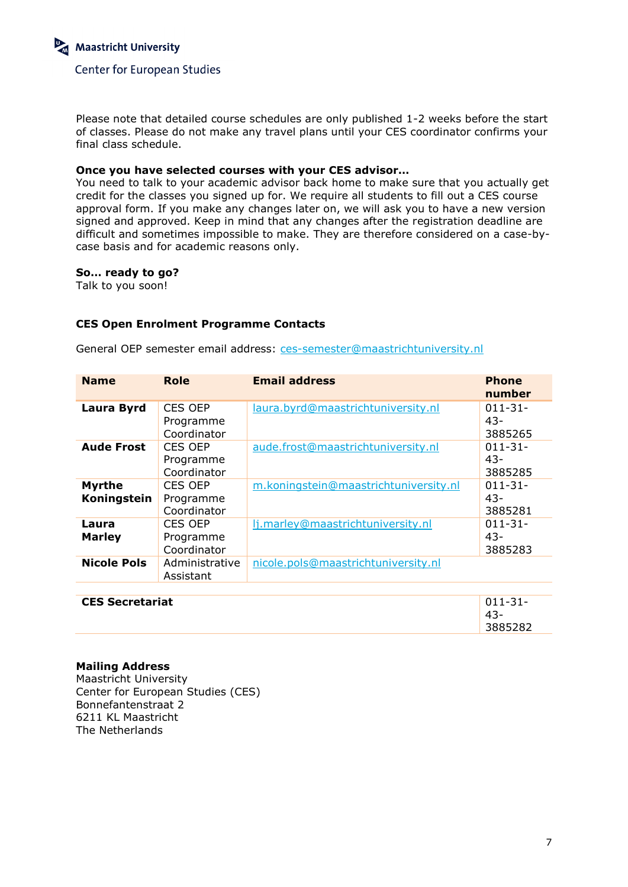Please note that detailed course schedules are only published 1-2 weeks before the start of classes. Please do not make any travel plans until your CES coordinator confirms your final class schedule.

**Once you have selected courses with your CES advisor…**
You need to talk to your academic advisor back home to make sure that you actually get credit for the classes you signed up for. We require all students to fill out a CES course approval form. If you make any changes later on, we will ask you to have a new version signed and approved. Keep in mind that any changes after the registration deadline are difficult and sometimes impossible to make. They are therefore considered on a case-by-case basis and for academic reasons only.

**So… ready to go?**
Talk to you soon!

**CES Open Enrolment Programme Contacts**

General OEP semester email address: ces-semester@maastrichtuniversity.nl

| Name | Role | Email address | Phone number |
|---|---|---|---|
| **Laura Byrd** | CES OEP Programme Coordinator | laura.byrd@maastrichtuniversity.nl | 011-31-43-3885265 |
| **Aude Frost** | CES OEP Programme Coordinator | aude.frost@maastrichtuniversity.nl | 011-31-43-3885285 |
| **Myrthe Koningstein** | CES OEP Programme Coordinator | m.koningstein@maastrichtuniversity.nl | 011-31-43-3885281 |
| **Laura Marley** | CES OEP Programme Coordinator | lj.marley@maastrichtuniversity.nl | 011-31-43-3885283 |
| **Nicole Pols** | Administrative Assistant | nicole.pols@maastrichtuniversity.nl | |
| **CES Secretariat** | | | 011-31-43-3885282 |

**Mailing Address**
Maastricht University
Center for European Studies (CES)
Bonnefantenstraat 2
6211 KL Maastricht
The Netherlands